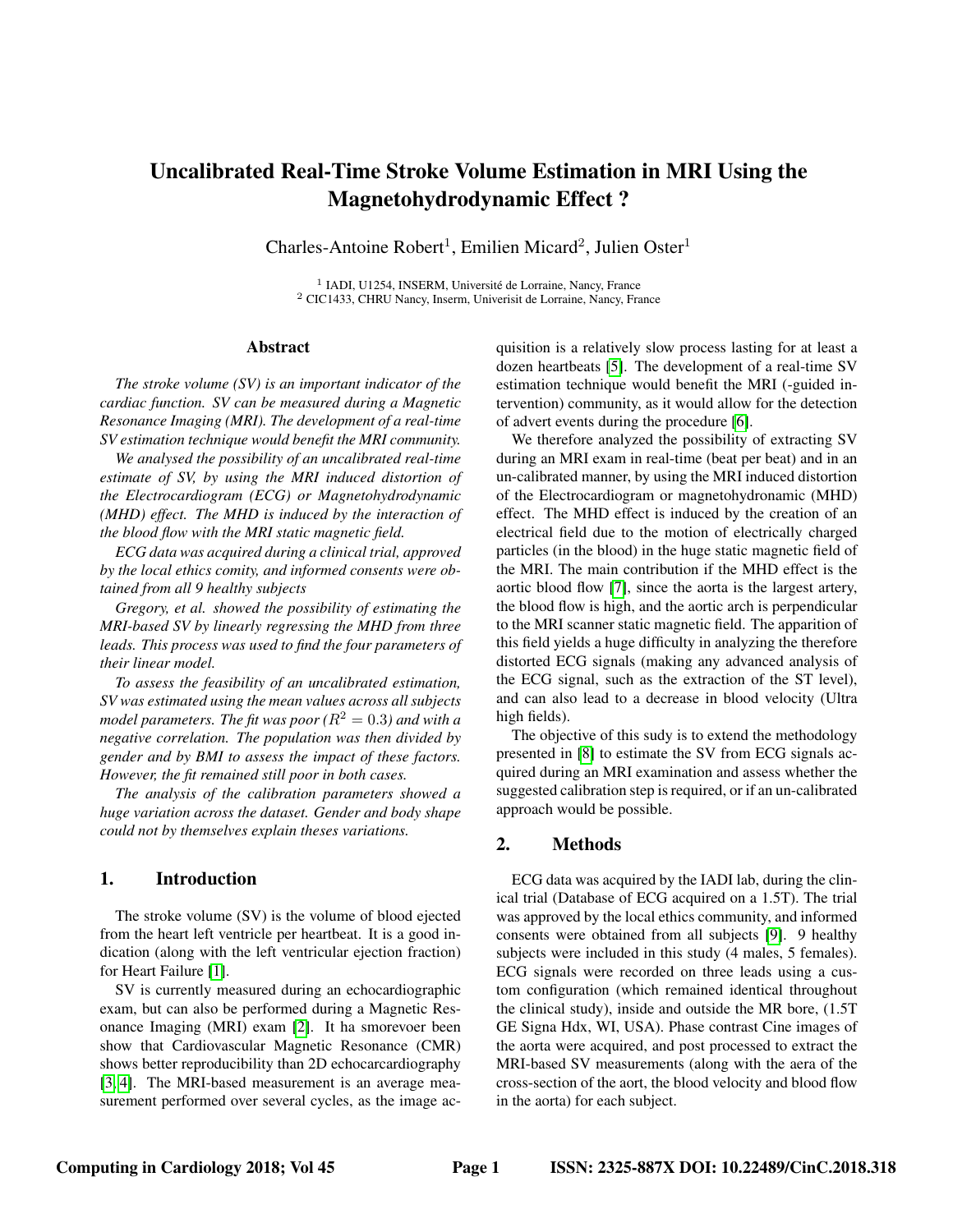# Uncalibrated Real-Time Stroke Volume Estimation in MRI Using the Magnetohydrodynamic Effect ?

Charles-Antoine Robert[1], Emilien Micard[2], Julien Oster[1]

[1] IADI, U1254, INSERM, Université de Lorraine, Nancy, France
[2] CIC1433, CHRU Nancy, Inserm, Univerisit de Lorraine, Nancy, France

## Abstract

*The stroke volume (SV) is an important indicator of the cardiac function. SV can be measured during a Magnetic Resonance Imaging (MRI). The development of a real-time SV estimation technique would benefit the MRI community.*

*We analysed the possibility of an uncalibrated real-time estimate of SV, by using the MRI induced distortion of the Electrocardiogram (ECG) or Magnetohydrodynamic (MHD) effect. The MHD is induced by the interaction of the blood flow with the MRI static magnetic field.*

*ECG data was acquired during a clinical trial, approved by the local ethics comity, and informed consents were obtained from all 9 healthy subjects*

*Gregory, et al. showed the possibility of estimating the MRI-based SV by linearly regressing the MHD from three leads. This process was used to find the four parameters of their linear model.*

*To assess the feasibility of an uncalibrated estimation, SV was estimated using the mean values across all subjects model parameters. The fit was poor ($R^2 = 0.3$) and with a negative correlation. The population was then divided by gender and by BMI to assess the impact of these factors. However, the fit remained still poor in both cases.*

*The analysis of the calibration parameters showed a huge variation across the dataset. Gender and body shape could not by themselves explain theses variations.*

## 1. Introduction

The stroke volume (SV) is the volume of blood ejected from the heart left ventricle per heartbeat. It is a good indication (along with the left ventricular ejection fraction) for Heart Failure [1].

SV is currently measured during an echocardiographic exam, but can also be performed during a Magnetic Resonance Imaging (MRI) exam [2]. It ha smorevoer been show that Cardiovascular Magnetic Resonance (CMR) shows better reproducibility than 2D echocarcardiography [3, 4]. The MRI-based measurement is an average measurement performed over several cycles, as the image acquisition is a relatively slow process lasting for at least a dozen heartbeats [5]. The development of a real-time SV estimation technique would benefit the MRI (-guided intervention) community, as it would allow for the detection of advert events during the procedure [6].

We therefore analyzed the possibility of extracting SV during an MRI exam in real-time (beat per beat) and in an un-calibrated manner, by using the MRI induced distortion of the Electrocardiogram or magnetohydronamic (MHD) effect. The MHD effect is induced by the creation of an electrical field due to the motion of electrically charged particles (in the blood) in the huge static magnetic field of the MRI. The main contribution if the MHD effect is the aortic blood flow [7], since the aorta is the largest artery, the blood flow is high, and the aortic arch is perpendicular to the MRI scanner static magnetic field. The apparition of this field yields a huge difficulty in analyzing the therefore distorted ECG signals (making any advanced analysis of the ECG signal, such as the extraction of the ST level), and can also lead to a decrease in blood velocity (Ultra high fields).

The objective of this sudy is to extend the methodology presented in [8] to estimate the SV from ECG signals acquired during an MRI examination and assess whether the suggested calibration step is required, or if an un-calibrated approach would be possible.

## 2. Methods

ECG data was acquired by the IADI lab, during the clinical trial (Database of ECG acquired on a 1.5T). The trial was approved by the local ethics community, and informed consents were obtained from all subjects [9]. 9 healthy subjects were included in this study (4 males, 5 females). ECG signals were recorded on three leads using a custom configuration (which remained identical throughout the clinical study), inside and outside the MR bore, (1.5T GE Signa Hdx, WI, USA). Phase contrast Cine images of the aorta were acquired, and post processed to extract the MRI-based SV measurements (along with the aera of the cross-section of the aort, the blood velocity and blood flow in the aorta) for each subject.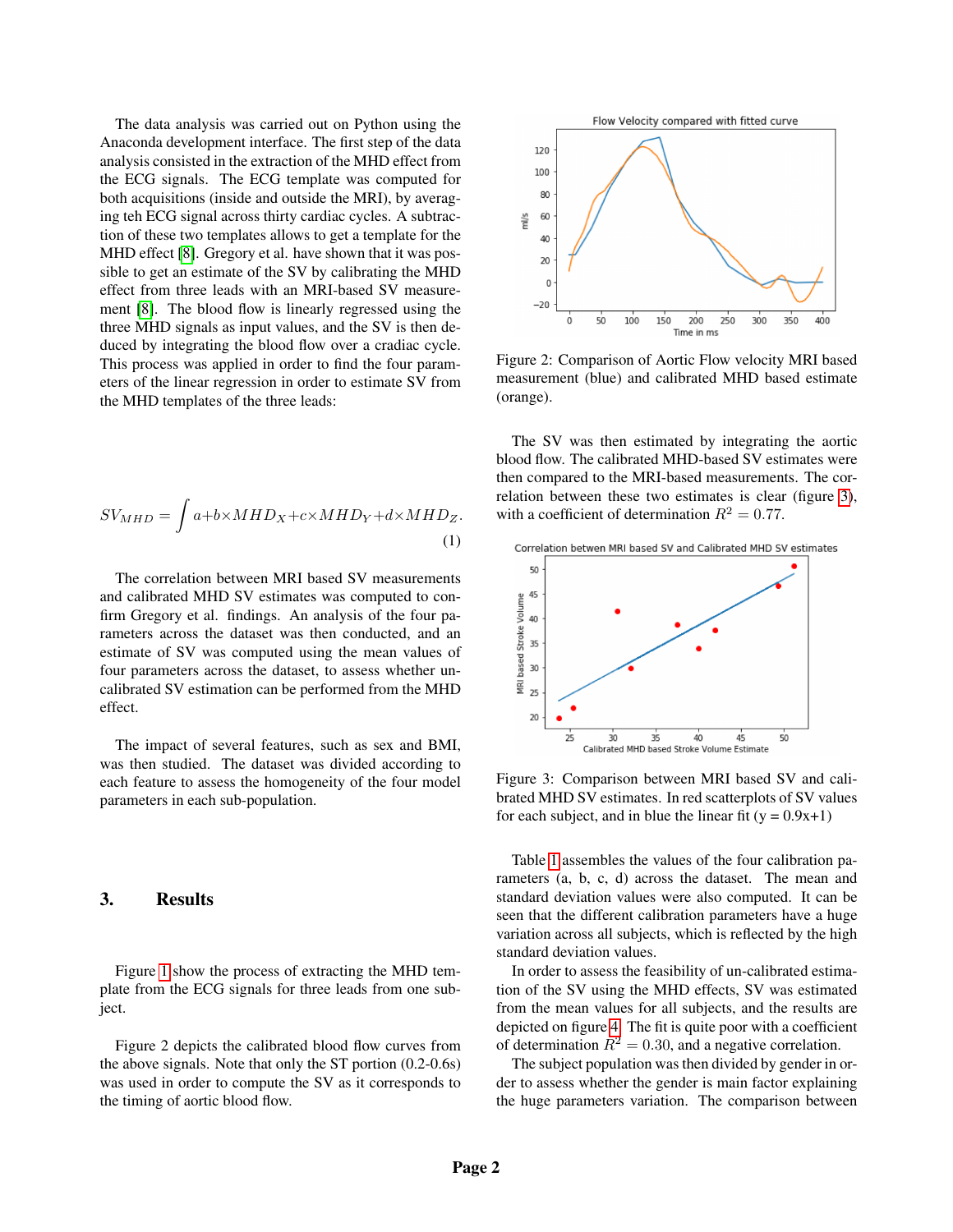The data analysis was carried out on Python using the Anaconda development interface. The first step of the data analysis consisted in the extraction of the MHD effect from the ECG signals. The ECG template was computed for both acquisitions (inside and outside the MRI), by averaging teh ECG signal across thirty cardiac cycles. A subtraction of these two templates allows to get a template for the MHD effect [8]. Gregory et al. have shown that it was possible to get an estimate of the SV by calibrating the MHD effect from three leads with an MRI-based SV measurement [8]. The blood flow is linearly regressed using the three MHD signals as input values, and the SV is then deduced by integrating the blood flow over a cradiac cycle. This process was applied in order to find the four parameters of the linear regression in order to estimate SV from the MHD templates of the three leads:

$$SV_{MHD} = \int a + b \times MHD_X + c \times MHD_Y + d \times MHD_Z. \quad (1)$$

The correlation between MRI based SV measurements and calibrated MHD SV estimates was computed to confirm Gregory et al. findings. An analysis of the four parameters across the dataset was then conducted, and an estimate of SV was computed using the mean values of four parameters across the dataset, to assess whether uncalibrated SV estimation can be performed from the MHD effect.

The impact of several features, such as sex and BMI, was then studied. The dataset was divided according to each feature to assess the homogeneity of the four model parameters in each sub-population.

## 3. Results

Figure 1 show the process of extracting the MHD template from the ECG signals for three leads from one subject.

Figure 2 depicts the calibrated blood flow curves from the above signals. Note that only the ST portion (0.2-0.6s) was used in order to compute the SV as it corresponds to the timing of aortic blood flow.

Figure 2: Comparison of Aortic Flow velocity MRI based measurement (blue) and calibrated MHD based estimate (orange).

The SV was then estimated by integrating the aortic blood flow. The calibrated MHD-based SV estimates were then compared to the MRI-based measurements. The correlation between these two estimates is clear (figure 3), with a coefficient of determination $R^2 = 0.77$.

Figure 3: Comparison between MRI based SV and calibrated MHD SV estimates. In red scatterplots of SV values for each subject, and in blue the linear fit (y = 0.9x+1)

Table 1 assembles the values of the four calibration parameters (a, b, c, d) across the dataset. The mean and standard deviation values were also computed. It can be seen that the different calibration parameters have a huge variation across all subjects, which is reflected by the high standard deviation values.

In order to assess the feasibility of un-calibrated estimation of the SV using the MHD effects, SV was estimated from the mean values for all subjects, and the results are depicted on figure 4. The fit is quite poor with a coefficient of determination $R^2 = 0.30$, and a negative correlation.

The subject population was then divided by gender in order to assess whether the gender is main factor explaining the huge parameters variation. The comparison between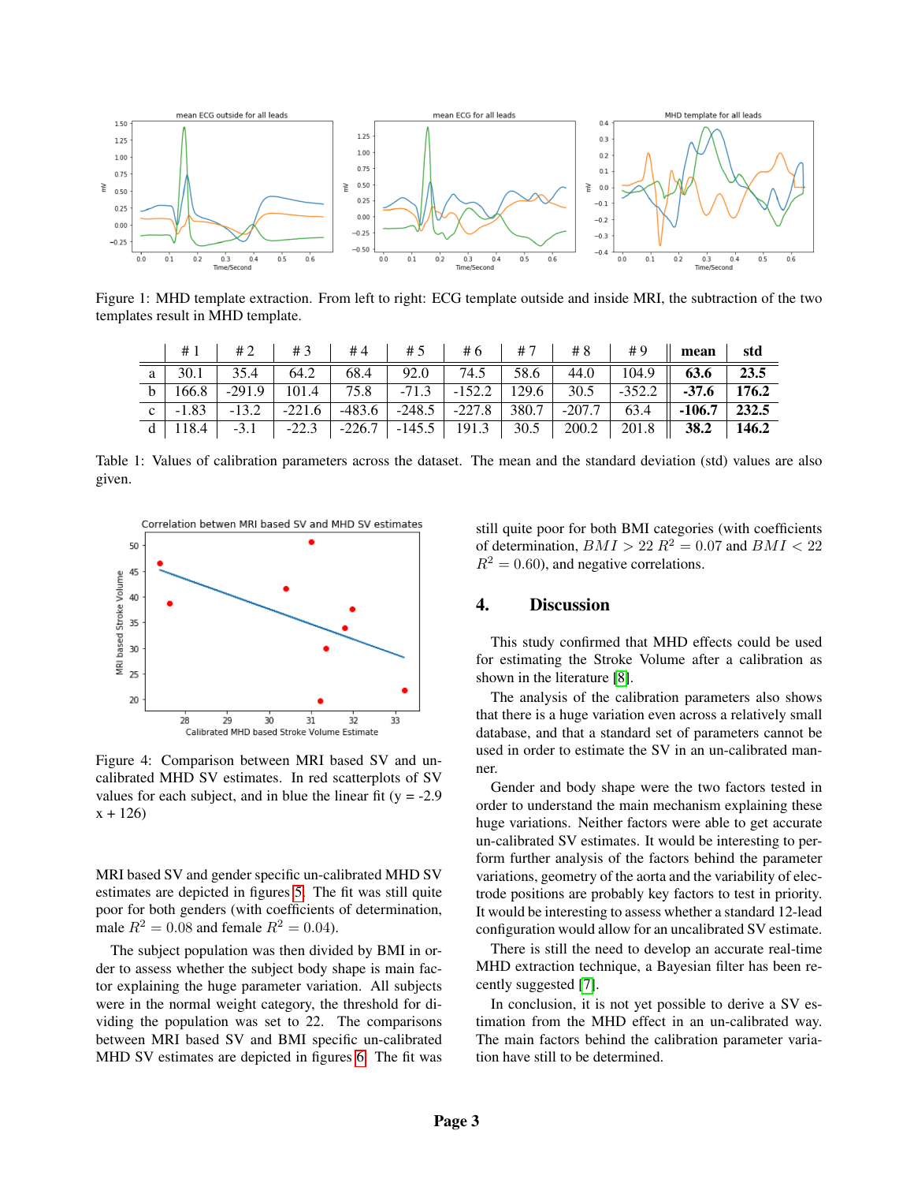Figure 1: MHD template extraction. From left to right: ECG template outside and inside MRI, the subtraction of the two templates result in MHD template.

| | # 1 | # 2 | # 3 | # 4 | # 5 | # 6 | # 7 | # 8 | # 9 | **mean** | **std** |
|---|---|---|---|---|---|---|---|---|---|---|---|
| a | 30.1 | 35.4 | 64.2 | 68.4 | 92.0 | 74.5 | 58.6 | 44.0 | 104.9 | **63.6** | **23.5** |
| b | 166.8 | -291.9 | 101.4 | 75.8 | -71.3 | -152.2 | 129.6 | 30.5 | -352.2 | **-37.6** | **176.2** |
| c | -1.83 | -13.2 | -221.6 | -483.6 | -248.5 | -227.8 | 380.7 | -207.7 | 63.4 | **-106.7** | **232.5** |
| d | 118.4 | -3.1 | -22.3 | -226.7 | -145.5 | 191.3 | 30.5 | 200.2 | 201.8 | **38.2** | **146.2** |

Table 1: Values of calibration parameters across the dataset. The mean and the standard deviation (std) values are also given.

Figure 4: Comparison between MRI based SV and un-calibrated MHD SV estimates. In red scatterplots of SV values for each subject, and in blue the linear fit (y = -2.9 x + 126)

MRI based SV and gender specific un-calibrated MHD SV estimates are depicted in figures 5. The fit was still quite poor for both genders (with coefficients of determination, male $R^2 = 0.08$ and female $R^2 = 0.04$).

The subject population was then divided by BMI in order to assess whether the subject body shape is main factor explaining the huge parameter variation. All subjects were in the normal weight category, the threshold for dividing the population was set to 22. The comparisons between MRI based SV and BMI specific un-calibrated MHD SV estimates are depicted in figures 6. The fit was still quite poor for both BMI categories (with coefficients of determination, $BMI > 22$ $R^2 = 0.07$ and $BMI < 22$ $R^2 = 0.60$), and negative correlations.

## 4. Discussion

This study confirmed that MHD effects could be used for estimating the Stroke Volume after a calibration as shown in the literature [8].

The analysis of the calibration parameters also shows that there is a huge variation even across a relatively small database, and that a standard set of parameters cannot be used in order to estimate the SV in an un-calibrated manner.

Gender and body shape were the two factors tested in order to understand the main mechanism explaining these huge variations. Neither factors were able to get accurate un-calibrated SV estimates. It would be interesting to perform further analysis of the factors behind the parameter variations, geometry of the aorta and the variability of electrode positions are probably key factors to test in priority. It would be interesting to assess whether a standard 12-lead configuration would allow for an uncalibrated SV estimate.

There is still the need to develop an accurate real-time MHD extraction technique, a Bayesian filter has been recently suggested [7].

In conclusion, it is not yet possible to derive a SV estimation from the MHD effect in an un-calibrated way. The main factors behind the calibration parameter variation have still to be determined.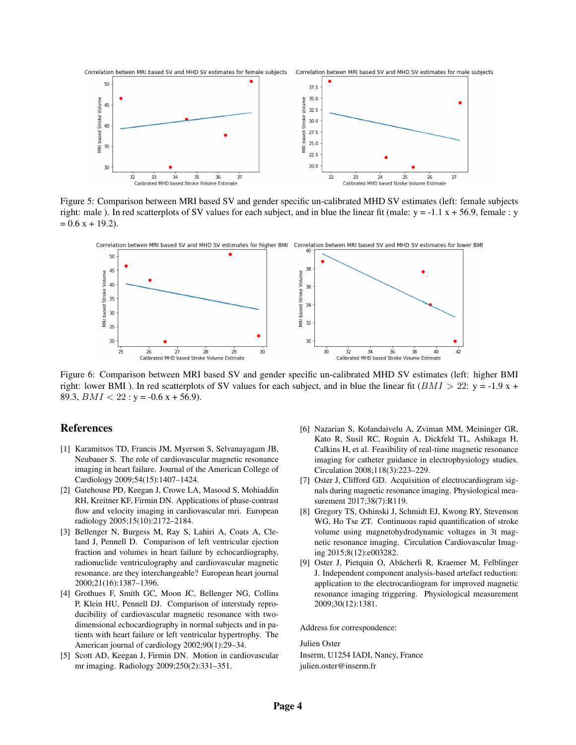Correlation betwen MRI based SV and MHD SV estimates for female subjects

MRI based Stroke Volume

50
45
40
35
30

32 33 34 35 36 37

Calibrated MHD based Stroke Volume Estimate

Correlation betwen MRI based SV and MHD SV estimates for male subjects

MRI based Stroke Volume

37.5
35.0
32.5
30.0
27.5
25.0
22.5
20.0

22 23 24 25 26 27

Calibrated MHD based Stroke Volume Estimate

Figure 5: Comparison between MRI based SV and gender specific un-calibrated MHD SV estimates (left: female subjects right: male ). In red scatterplots of SV values for each subject, and in blue the linear fit (male: y = -1.1 x + 56.9, female : y = 0.6 x + 19.2).

Correlation betwen MRI based SV and MHD SV estimates for higher BMI

MRI based Stroke Volume

50
45
40
35
30
25
20

25 26 27 28 29 30

Calibrated MHD based Stroke Volume Estimate

Correlation betwen MRI based SV and MHD SV estimates for lower BMI

MRI based Stroke Volume

40
38
36
34
32
30

30 32 34 36 38 40 42

Calibrated MHD based Stroke Volume Estimate

Figure 6: Comparison between MRI based SV and gender specific un-calibrated MHD SV estimates (left: higher BMI right: lower BMI ). In red scatterplots of SV values for each subject, and in blue the linear fit ($BMI > 22$: y = -1.9 x + 89.3, $BMI < 22$ : y = -0.6 x + 56.9).

## References

[1] Karamitsos TD, Francis JM, Myerson S, Selvanayagam JB, Neubauer S. The role of cardiovascular magnetic resonance imaging in heart failure. Journal of the American College of Cardiology 2009;54(15):1407–1424.

[2] Gatehouse PD, Keegan J, Crowe LA, Masood S, Mohiaddin RH, Kreitner KF, Firmin DN. Applications of phase-contrast flow and velocity imaging in cardiovascular mri. European radiology 2005;15(10):2172–2184.

[3] Bellenger N, Burgess M, Ray S, Lahiri A, Coats A, Cleland J, Pennell D. Comparison of left ventricular ejection fraction and volumes in heart failure by echocardiography, radionuclide ventriculography and cardiovascular magnetic resonance. are they interchangeable? European heart journal 2000;21(16):1387–1396.

[4] Grothues F, Smith GC, Moon JC, Bellenger NG, Collins P, Klein HU, Pennell DJ. Comparison of interstudy reproducibility of cardiovascular magnetic resonance with two-dimensional echocardiography in normal subjects and in patients with heart failure or left ventricular hypertrophy. The American journal of cardiology 2002;90(1):29–34.

[5] Scott AD, Keegan J, Firmin DN. Motion in cardiovascular mr imaging. Radiology 2009;250(2):331–351.

[6] Nazarian S, Kolandaivelu A, Zviman MM, Meininger GR, Kato R, Susil RC, Roguin A, Dickfeld TL, Ashikaga H, Calkins H, et al. Feasibility of real-time magnetic resonance imaging for catheter guidance in electrophysiology studies. Circulation 2008;118(3):223–229.

[7] Oster J, Clifford GD. Acquisition of electrocardiogram signals during magnetic resonance imaging. Physiological measurement 2017;38(7):R119.

[8] Gregory TS, Oshinski J, Schmidt EJ, Kwong RY, Stevenson WG, Ho Tse ZT. Continuous rapid quantification of stroke volume using magnetohydrodynamic voltages in 3t magnetic resonance imaging. Circulation Cardiovascular Imaging 2015;8(12):e003282.

[9] Oster J, Pietquin O, Abächerli R, Kraemer M, Felblinger J. Independent component analysis-based artefact reduction: application to the electrocardiogram for improved magnetic resonance imaging triggering. Physiological measurement 2009;30(12):1381.

Address for correspondence:

Julien Oster
Inserm, U1254 IADI, Nancy, France
julien.oster@inserm.fr